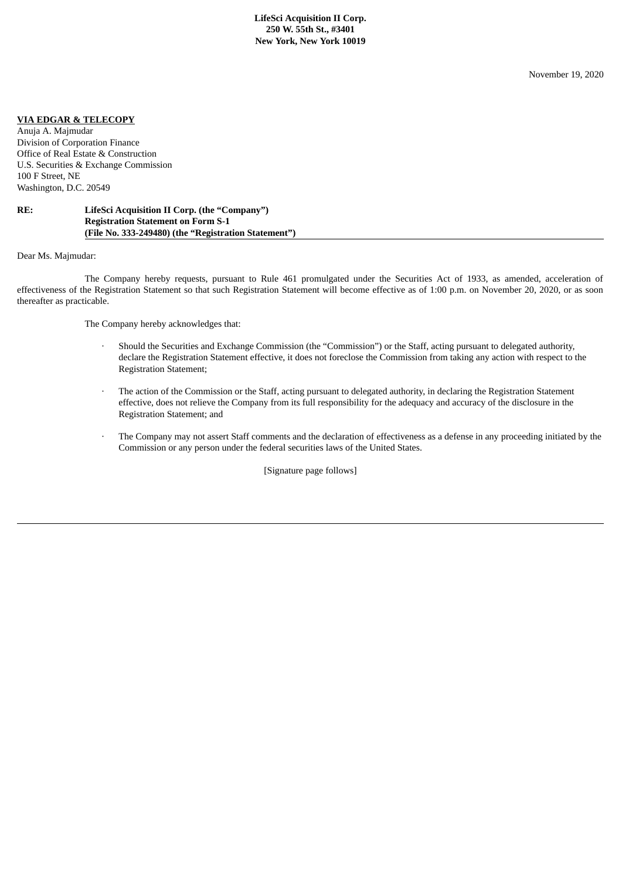**LifeSci Acquisition II Corp.**
**250 W. 55th St., #3401**
**New York, New York 10019**

November 19, 2020

**VIA EDGAR & TELECOPY**
Anuja A. Majmudar
Division of Corporation Finance
Office of Real Estate & Construction
U.S. Securities & Exchange Commission
100 F Street, NE
Washington, D.C. 20549

**RE: LifeSci Acquisition II Corp. (the "Company")**
**Registration Statement on Form S-1**
**(File No. 333-249480) (the "Registration Statement")**

Dear Ms. Majmudar:

The Company hereby requests, pursuant to Rule 461 promulgated under the Securities Act of 1933, as amended, acceleration of effectiveness of the Registration Statement so that such Registration Statement will become effective as of 1:00 p.m. on November 20, 2020, or as soon thereafter as practicable.

The Company hereby acknowledges that:

- Should the Securities and Exchange Commission (the "Commission") or the Staff, acting pursuant to delegated authority, declare the Registration Statement effective, it does not foreclose the Commission from taking any action with respect to the Registration Statement;
- The action of the Commission or the Staff, acting pursuant to delegated authority, in declaring the Registration Statement effective, does not relieve the Company from its full responsibility for the adequacy and accuracy of the disclosure in the Registration Statement; and
- The Company may not assert Staff comments and the declaration of effectiveness as a defense in any proceeding initiated by the Commission or any person under the federal securities laws of the United States.

[Signature page follows]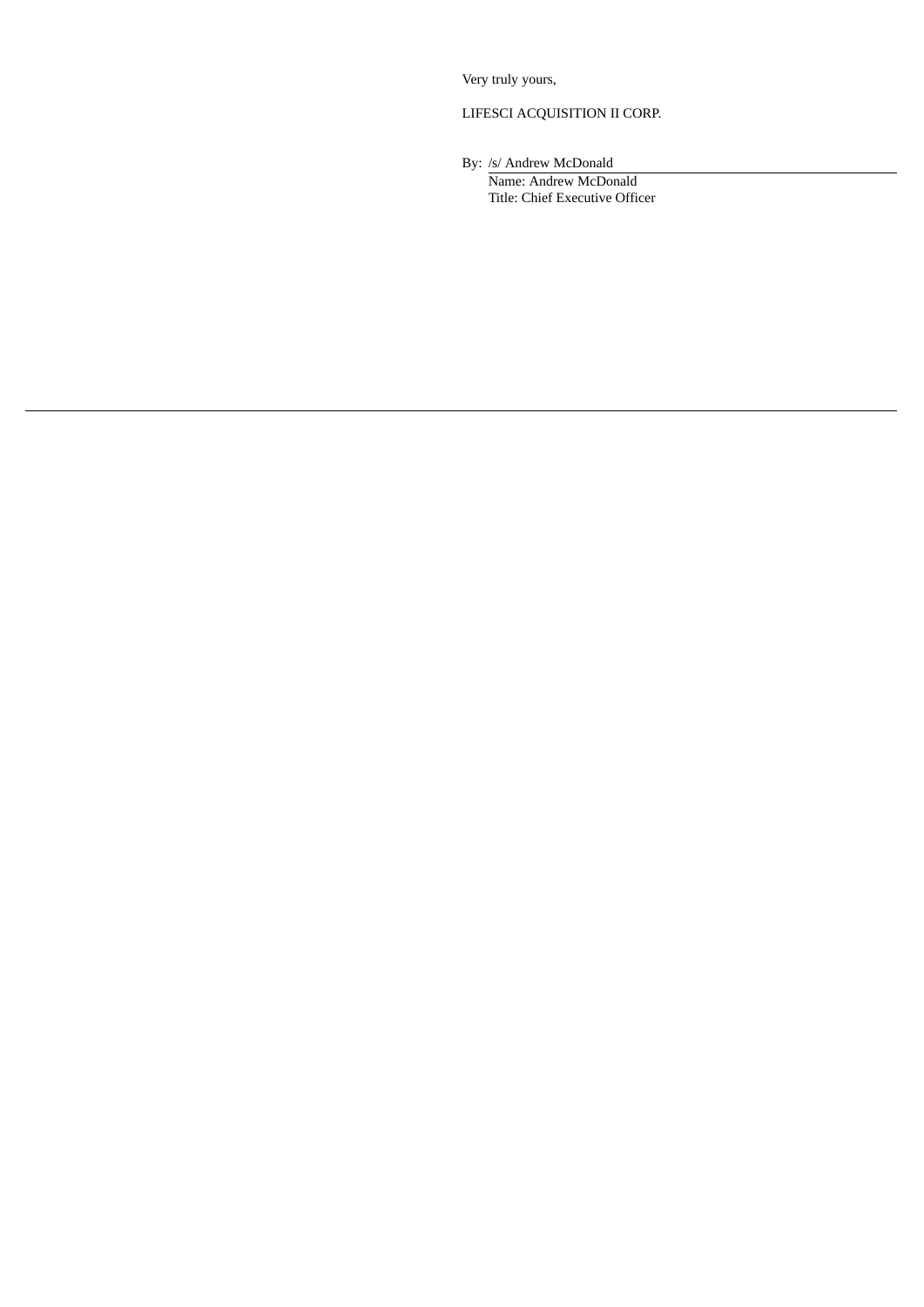Very truly yours,

LIFESCI ACQUISITION II CORP.

By: /s/ Andrew McDonald
Name: Andrew McDonald
Title: Chief Executive Officer